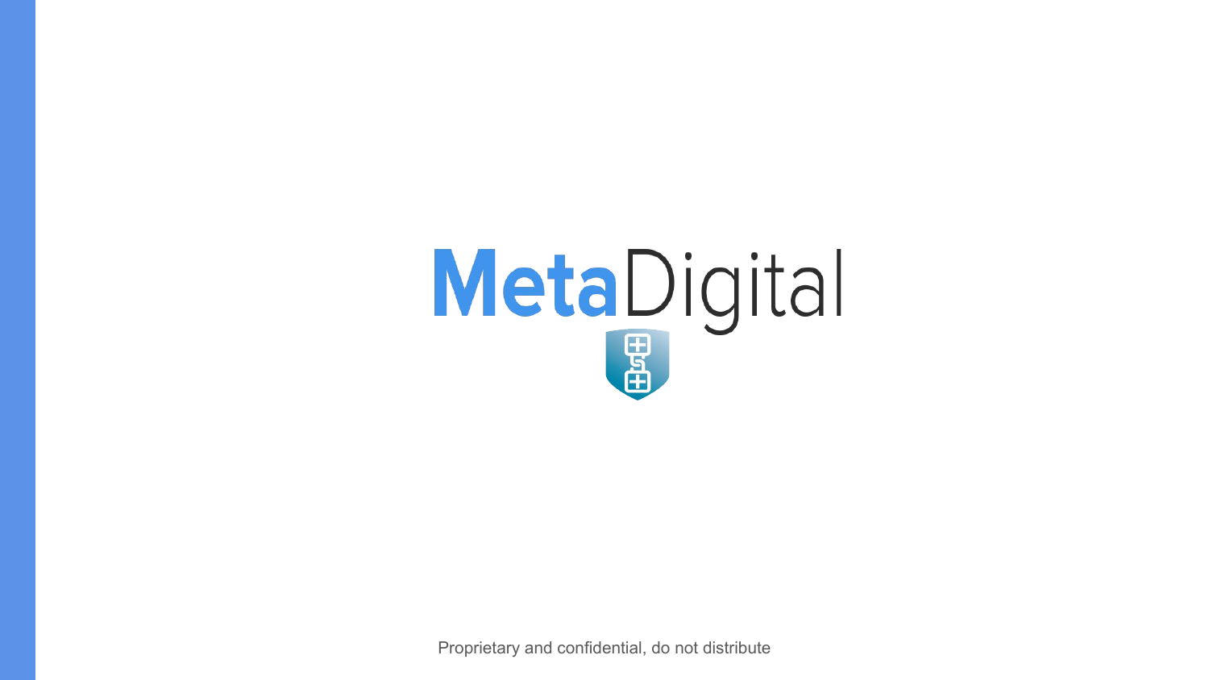# MetaDigital

Proprietary and confidential, do not distribute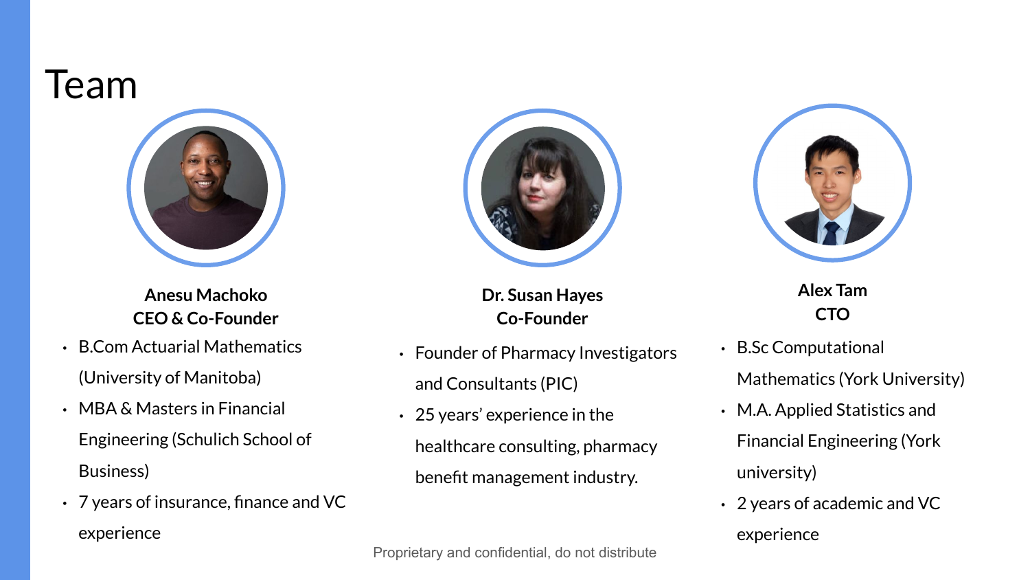# Team

**Anesu Machoko**
**CEO & Co-Founder**

- B.Com Actuarial Mathematics (University of Manitoba)
- MBA & Masters in Financial Engineering (Schulich School of Business)
- 7 years of insurance, finance and VC experience

**Dr. Susan Hayes**
**Co-Founder**

- Founder of Pharmacy Investigators and Consultants (PIC)
- 25 years' experience in the healthcare consulting, pharmacy benefit management industry.

**Alex Tam**
**CTO**

- B.Sc Computational Mathematics (York University)
- M.A. Applied Statistics and Financial Engineering (York university)
- 2 years of academic and VC experience

Proprietary and confidential, do not distribute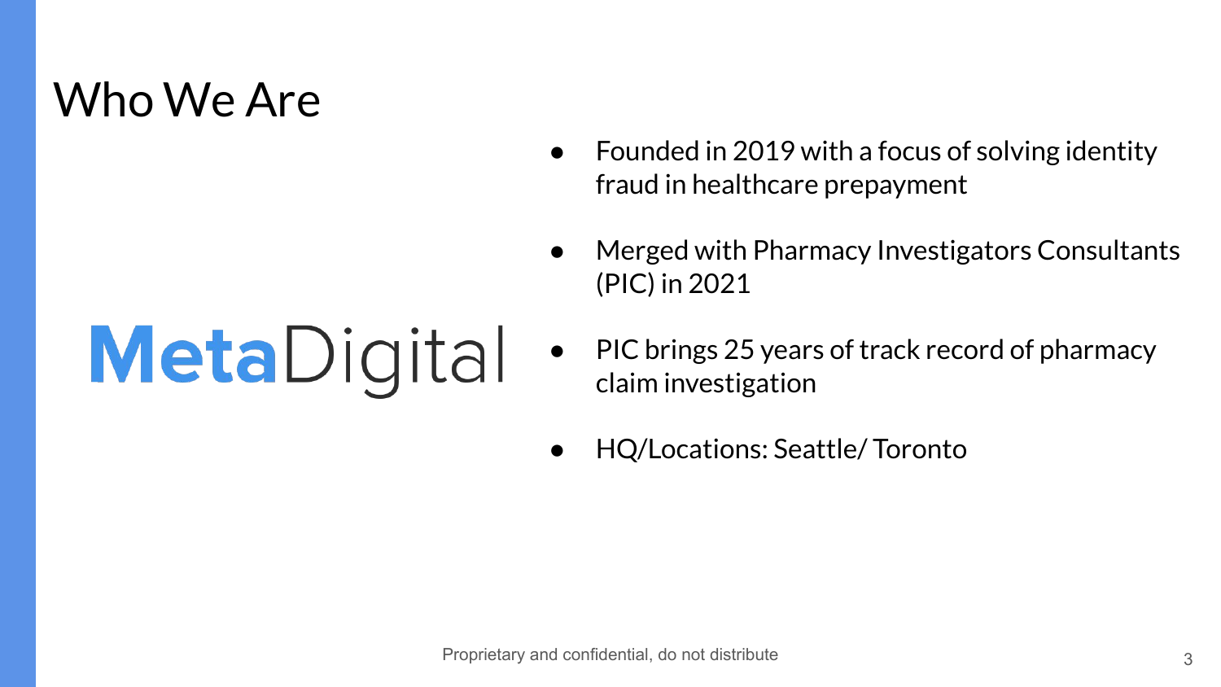# Who We Are

MetaDigital

- Founded in 2019 with a focus of solving identity fraud in healthcare prepayment
- Merged with Pharmacy Investigators Consultants (PIC) in 2021
- PIC brings 25 years of track record of pharmacy claim investigation
- HQ/Locations: Seattle/ Toronto

Proprietary and confidential, do not distribute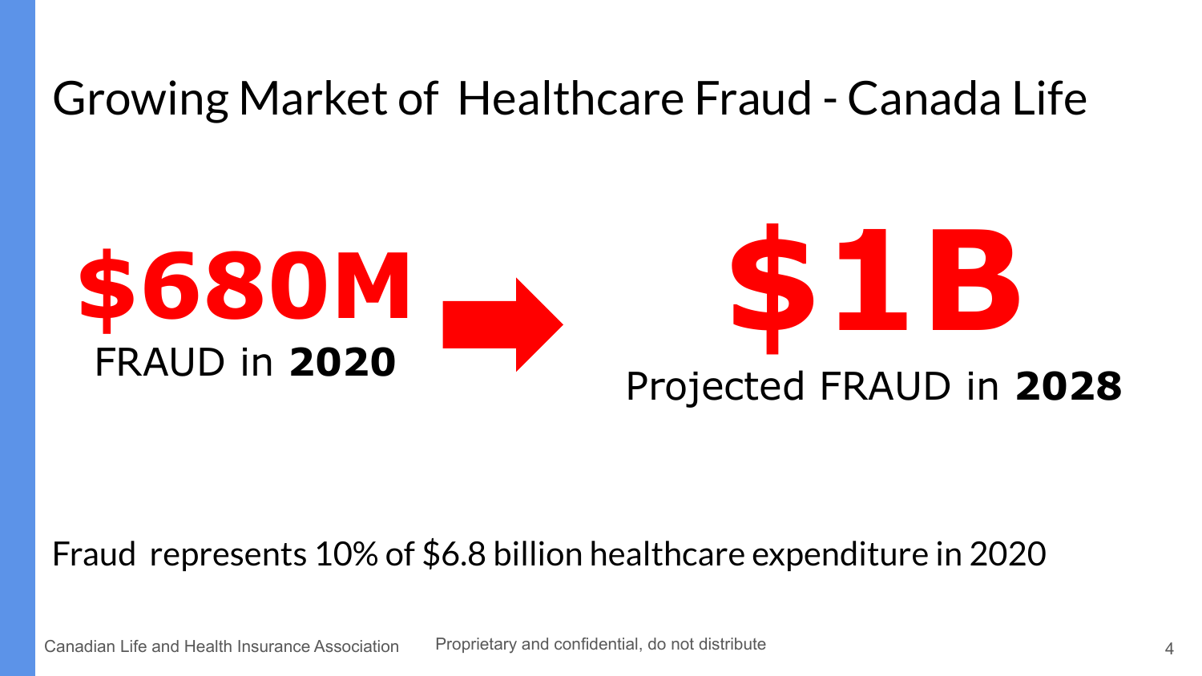# Growing Market of Healthcare Fraud - Canada Life

**$680M**

FRAUD in **2020**

→

**$1B**

Projected FRAUD in **2028**

Fraud represents 10% of $6.8 billion healthcare expenditure in 2020

Canadian Life and Health Insurance Association

Proprietary and confidential, do not distribute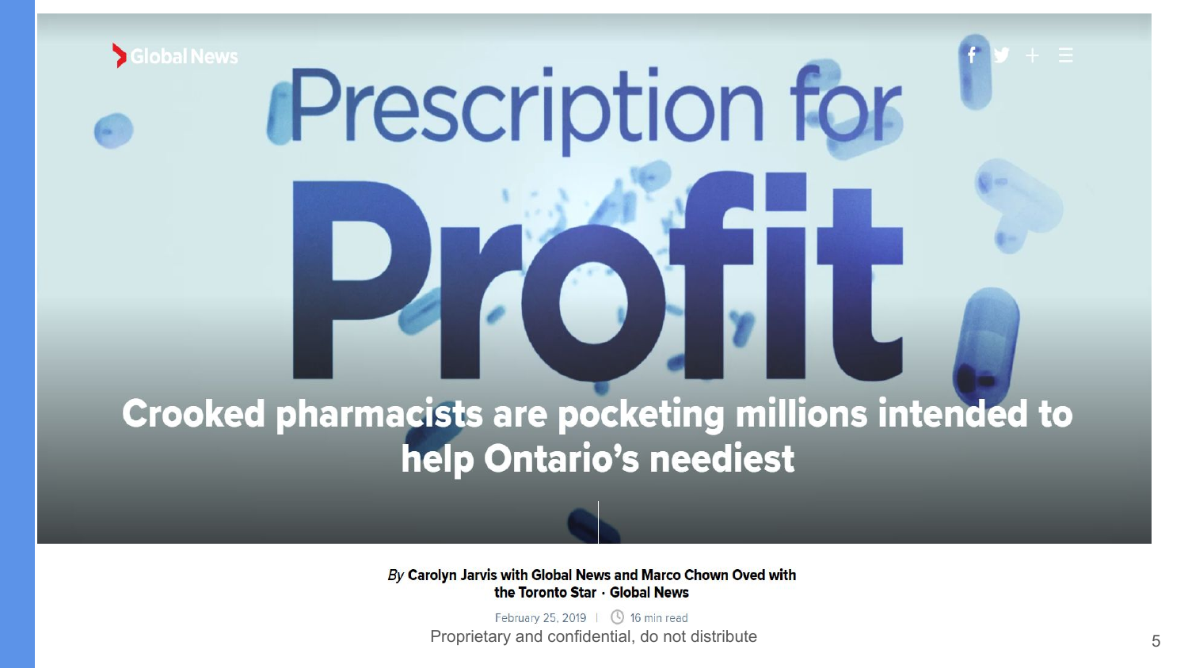Global News

# Prescription for Profit

## Crooked pharmacists are pocketing millions intended to help Ontario's neediest

*By* **Carolyn Jarvis with Global News and Marco Chown Oved with the Toronto Star · Global News**

February 25, 2019 | 16 min read

Proprietary and confidential, do not distribute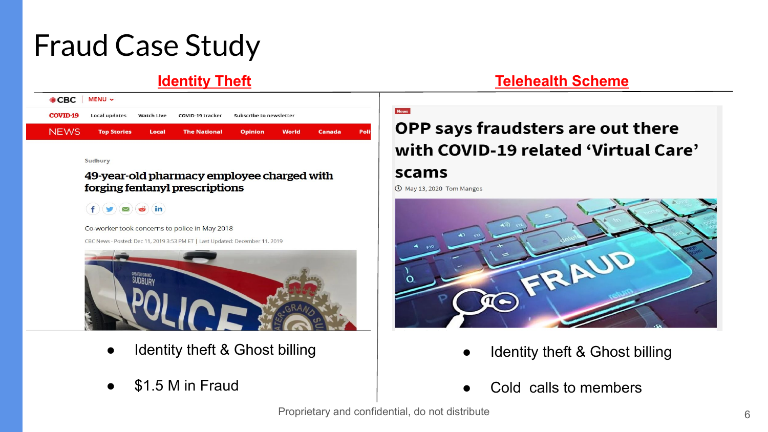# Fraud Case Study

## Identity Theft

Sudbury

**49-year-old pharmacy employee charged with forging fentanyl prescriptions**

Co-worker took concerns to police in May 2018

CBC News · Posted: Dec 11, 2019 3:53 PM ET | Last Updated: December 11, 2019

- Identity theft & Ghost billing
- $1.5 M in Fraud

## Telehealth Scheme

**OPP says fraudsters are out there with COVID-19 related 'Virtual Care' scams**

May 13, 2020 Tom Mangos

- Identity theft & Ghost billing
- Cold calls to members

Proprietary and confidential, do not distribute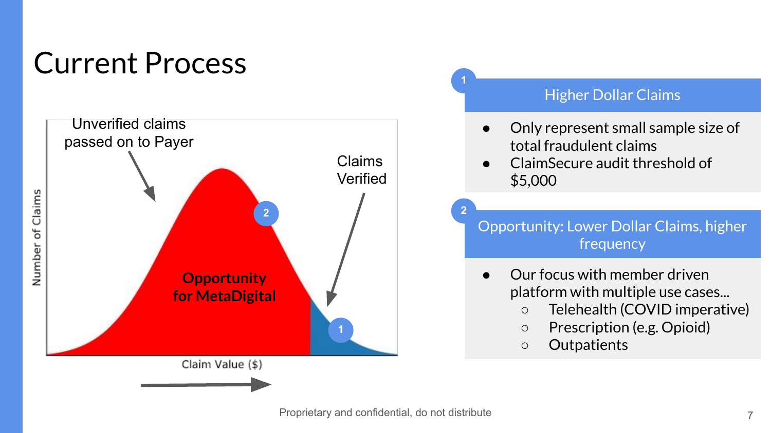# Current Process

Unverified claims passed on to Payer

Claims Verified

**Opportunity for MetaDigital**

Number of Claims

Claim Value ($)

### 1 Higher Dollar Claims

- Only represent small sample size of total fraudulent claims
- ClaimSecure audit threshold of $5,000

### 2 Opportunity: Lower Dollar Claims, higher frequency

- Our focus with member driven platform with multiple use cases...
  - Telehealth (COVID imperative)
  - Prescription (e.g. Opioid)
  - Outpatients

Proprietary and confidential, do not distribute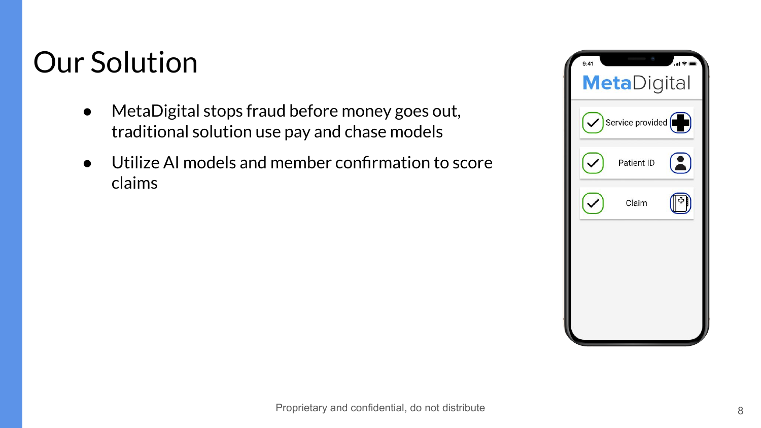# Our Solution

- MetaDigital stops fraud before money goes out, traditional solution use pay and chase models
- Utilize AI models and member confirmation to score claims

MetaDigital

- Service provided
- Patient ID
- Claim

Proprietary and confidential, do not distribute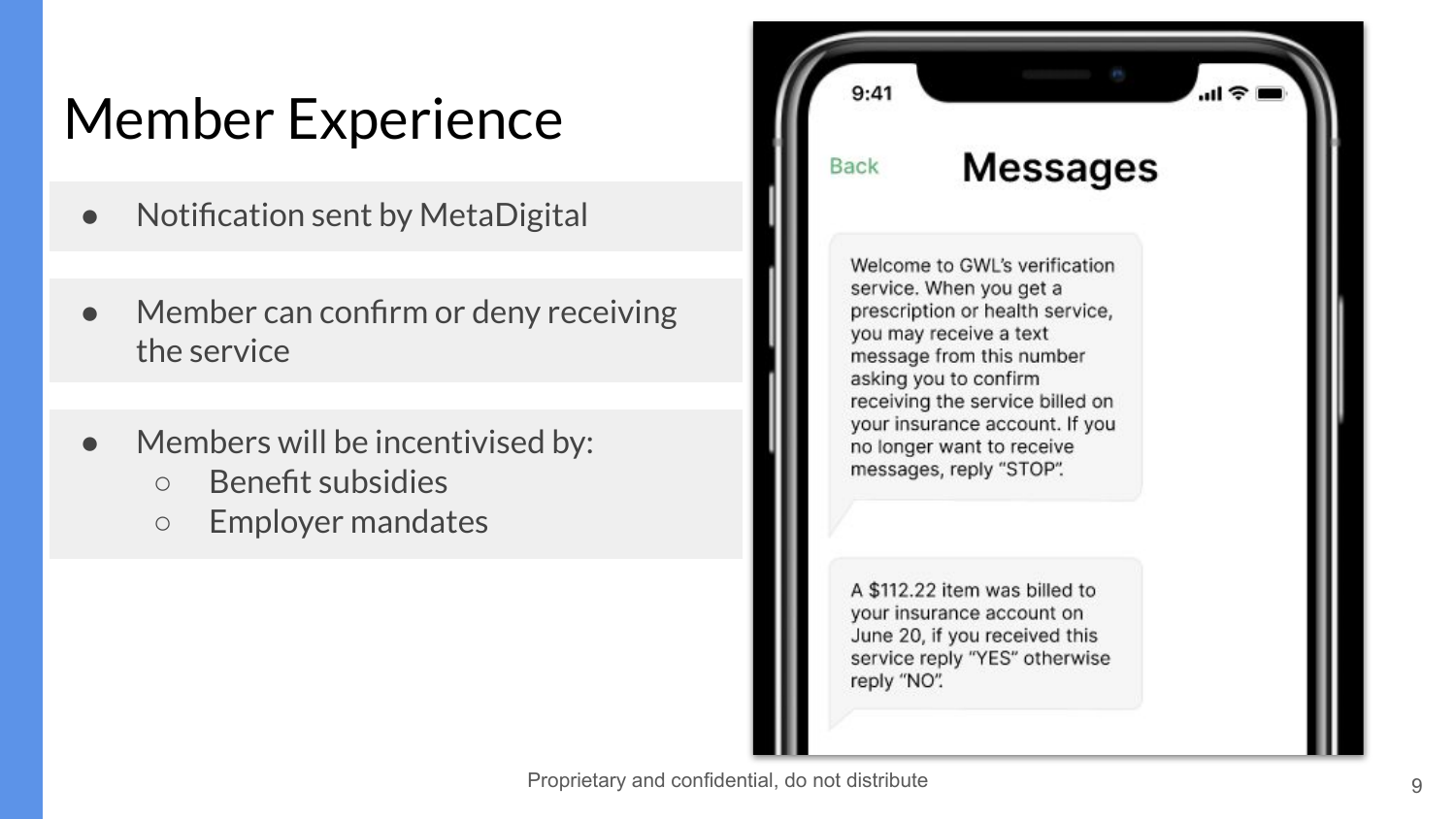# Member Experience

- Notification sent by MetaDigital
- Member can confirm or deny receiving the service
- Members will be incentivised by:
  - Benefit subsidies
  - Employer mandates

9:41

Back **Messages**

Welcome to GWL's verification service. When you get a prescription or health service, you may receive a text message from this number asking you to confirm receiving the service billed on your insurance account. If you no longer want to receive messages, reply "STOP".

A $112.22 item was billed to your insurance account on June 20, if you received this service reply "YES" otherwise reply "NO".

Proprietary and confidential, do not distribute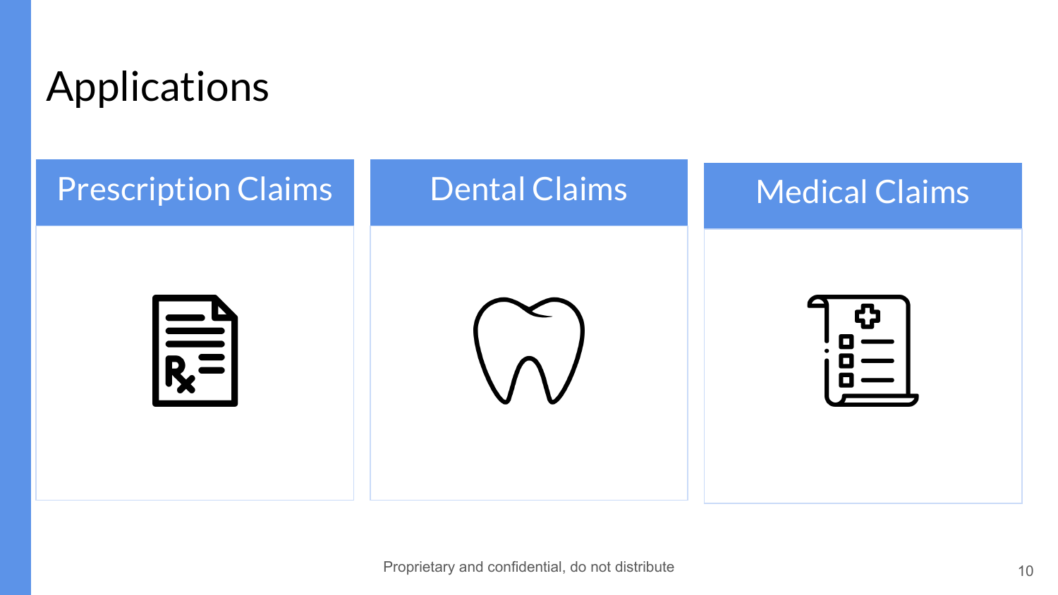# Applications

| Prescription Claims | Dental Claims | Medical Claims |
| --- | --- | --- |

Proprietary and confidential, do not distribute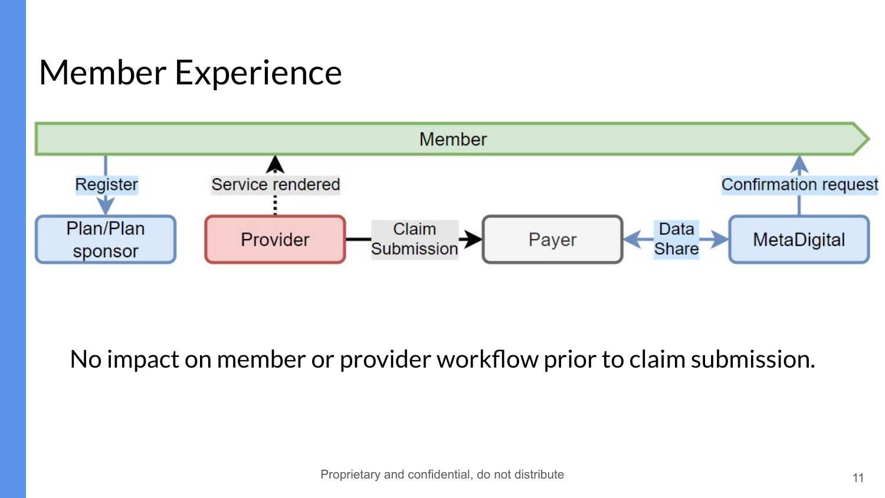# Member Experience

Member

Register

Plan/Plan sponsor

Service rendered

Provider

Claim Submission

Payer

Data Share

MetaDigital

Confirmation request

No impact on member or provider workflow prior to claim submission.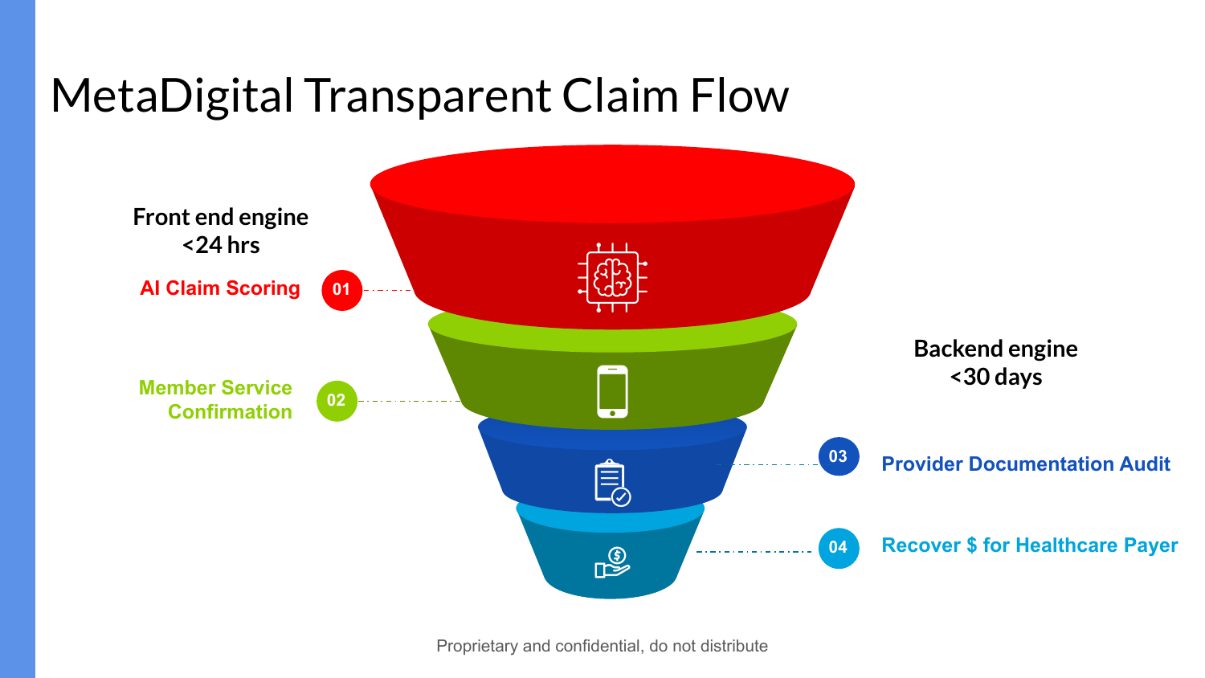# MetaDigital Transparent Claim Flow

**Front end engine**
**<24 hrs**

01 AI Claim Scoring

02 Member Service Confirmation

**Backend engine**
**<30 days**

03 Provider Documentation Audit

04 Recover $ for Healthcare Payer

Proprietary and confidential, do not distribute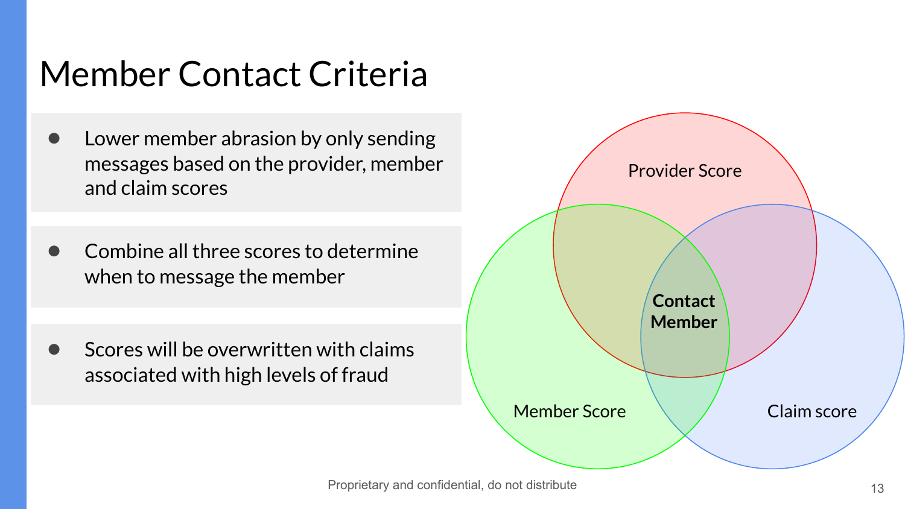# Member Contact Criteria

- Lower member abrasion by only sending messages based on the provider, member and claim scores

- Combine all three scores to determine when to message the member

- Scores will be overwritten with claims associated with high levels of fraud

Provider Score

Member Score

Claim score

**Contact Member**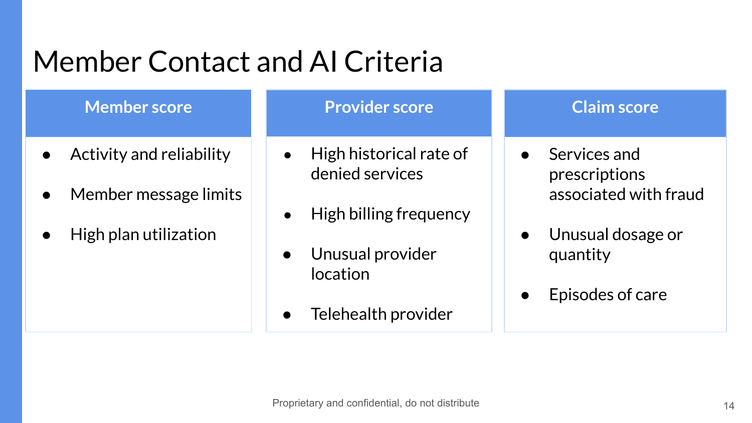# Member Contact and AI Criteria

| Member score | Provider score | Claim score |
| --- | --- | --- |
| • Activity and reliability<br>• Member message limits<br>• High plan utilization | • High historical rate of denied services<br>• High billing frequency<br>• Unusual provider location<br>• Telehealth provider | • Services and prescriptions associated with fraud<br>• Unusual dosage or quantity<br>• Episodes of care |

Proprietary and confidential, do not distribute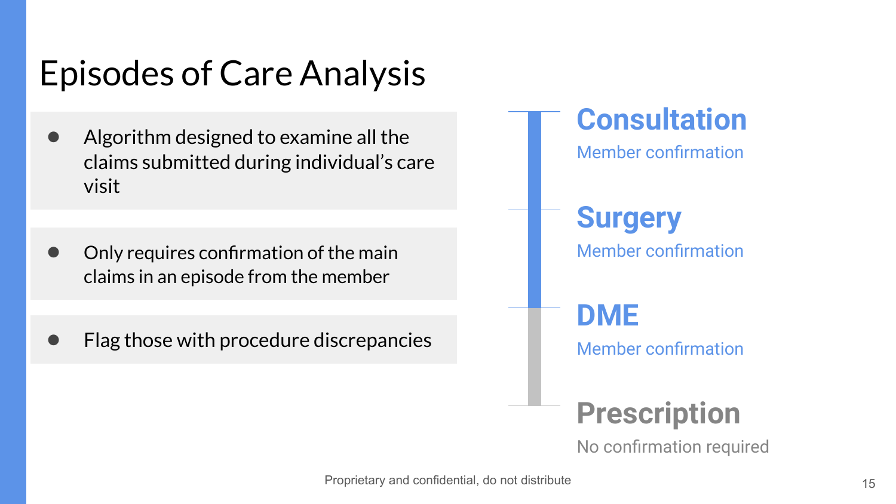# Episodes of Care Analysis

- Algorithm designed to examine all the claims submitted during individual's care visit
- Only requires confirmation of the main claims in an episode from the member
- Flag those with procedure discrepancies

**Consultation**
Member confirmation

**Surgery**
Member confirmation

**DME**
Member confirmation

**Prescription**
No confirmation required

Proprietary and confidential, do not distribute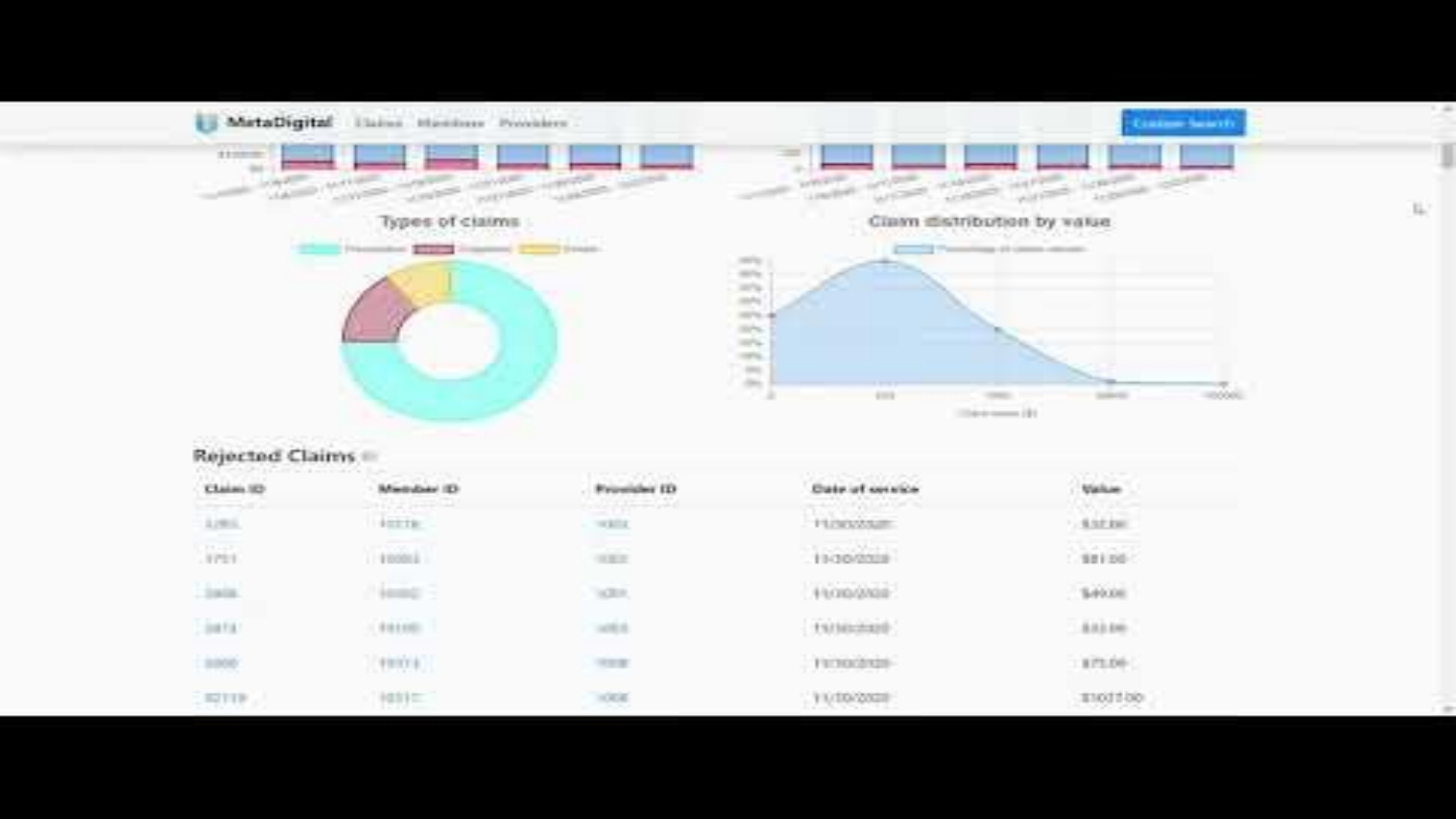**MetaDigital** Claims Members Providers

Custom Search

## Types of claims

Prescription · Inpatient · Dental

## Claim distribution by value

Percentage of claim values

Claim value ($)

## Rejected Claims

| Claim ID | Member ID | Provider ID | Date of service | Value |
| --- | --- | --- | --- | --- |
| 3265 | 10116 | 1001 | 11/30/2020 | $32.00 |
| 1751 | 10002 | 1003 | 11/30/2020 | $81.00 |
| 5408 | 10002 | 1201 | 11/30/2020 | $49.00 |
| 2873 | 10100 | 1003 | 11/30/2020 | $33.00 |
| 5000 | 10174 | 1008 | 11/30/2020 | $75.00 |
| 82119 | 10117 | 1006 | 11/30/2020 | $1027.00 |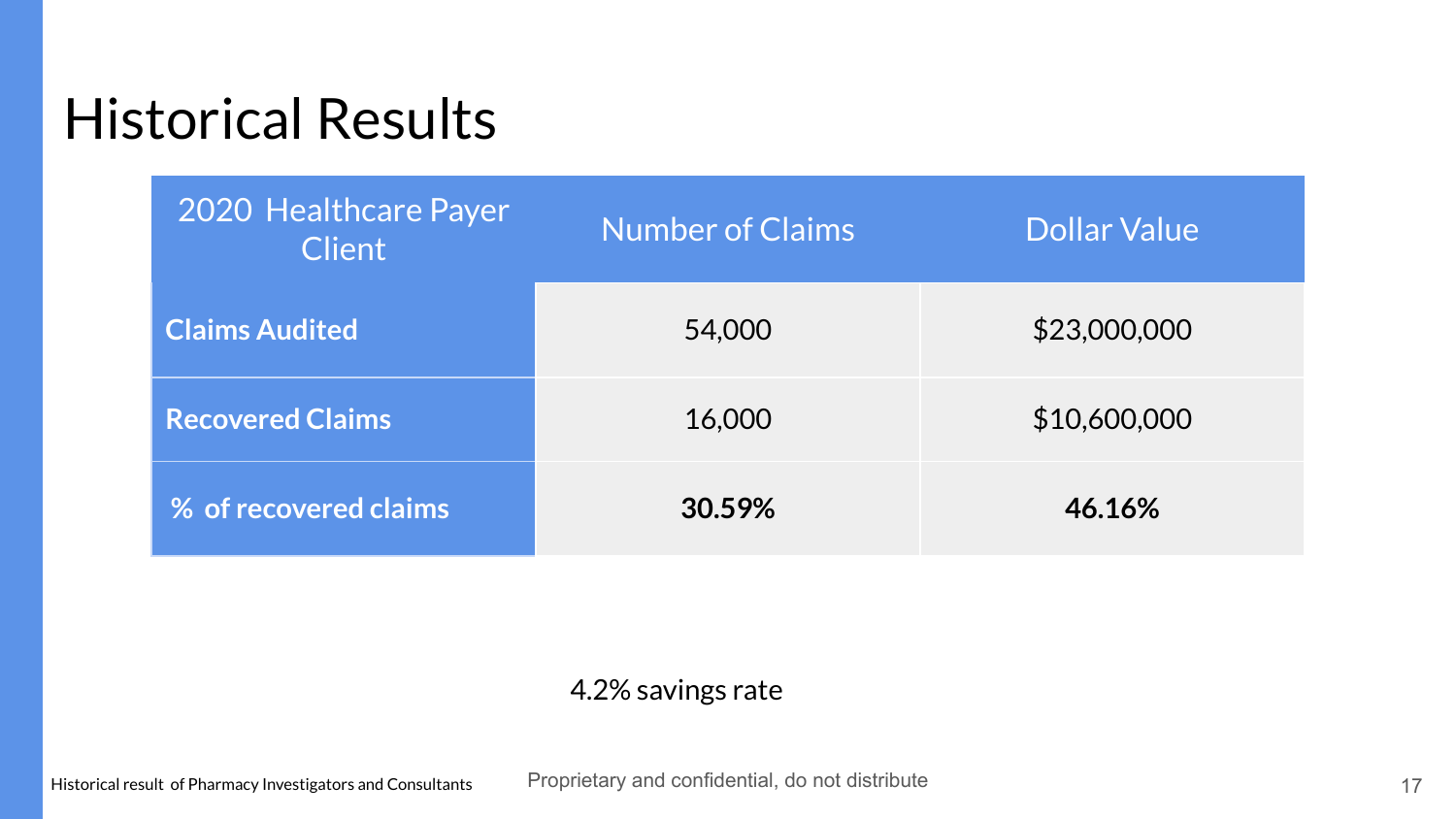# Historical Results

| 2020 Healthcare Payer Client | Number of Claims | Dollar Value |
|---|---|---|
| **Claims Audited** | 54,000 | $23,000,000 |
| **Recovered Claims** | 16,000 | $10,600,000 |
| **% of recovered claims** | **30.59%** | **46.16%** |

4.2% savings rate

Historical result of Pharmacy Investigators and Consultants

Proprietary and confidential, do not distribute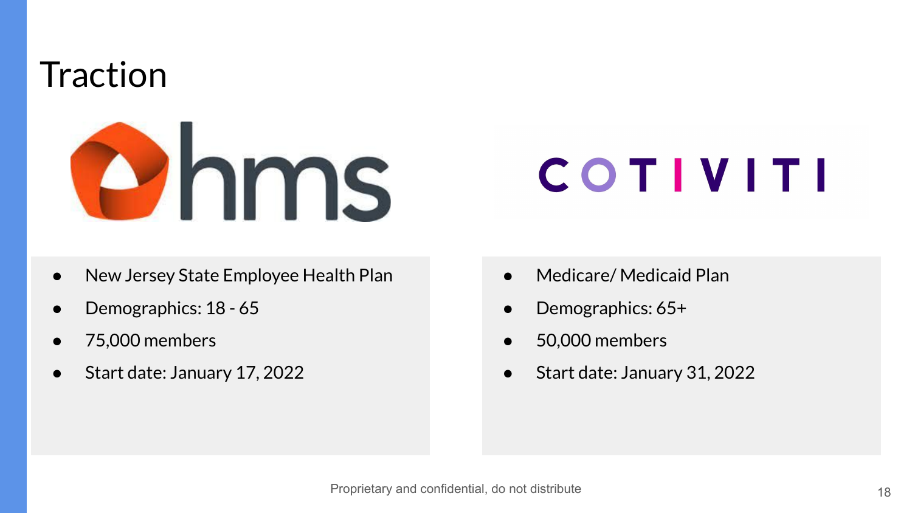# Traction

hms

- New Jersey State Employee Health Plan
- Demographics: 18 - 65
- 75,000 members
- Start date: January 17, 2022

COTIVITI

- Medicare/ Medicaid Plan
- Demographics: 65+
- 50,000 members
- Start date: January 31, 2022

Proprietary and confidential, do not distribute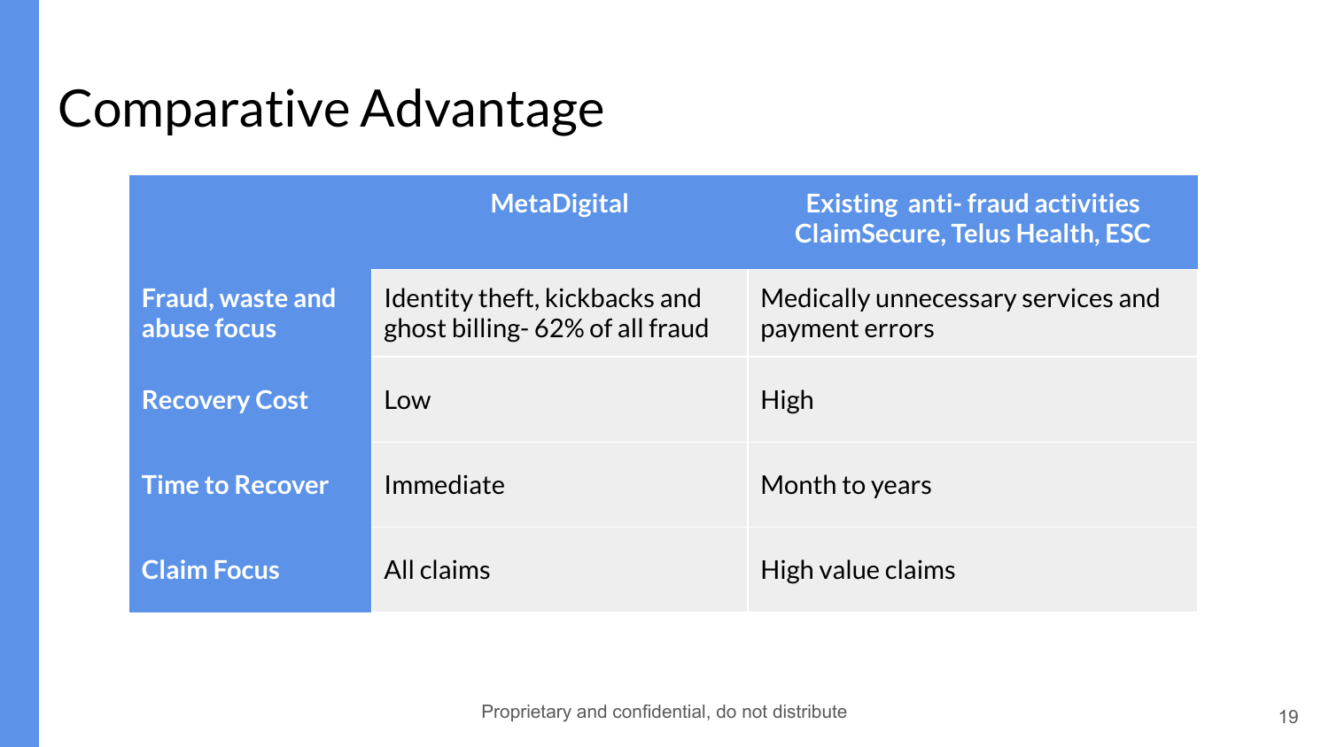# Comparative Advantage

| | MetaDigital | Existing anti- fraud activities ClaimSecure, Telus Health, ESC |
|---|---|---|
| **Fraud, waste and abuse focus** | Identity theft, kickbacks and ghost billing- 62% of all fraud | Medically unnecessary services and payment errors |
| **Recovery Cost** | Low | High |
| **Time to Recover** | Immediate | Month to years |
| **Claim Focus** | All claims | High value claims |

Proprietary and confidential, do not distribute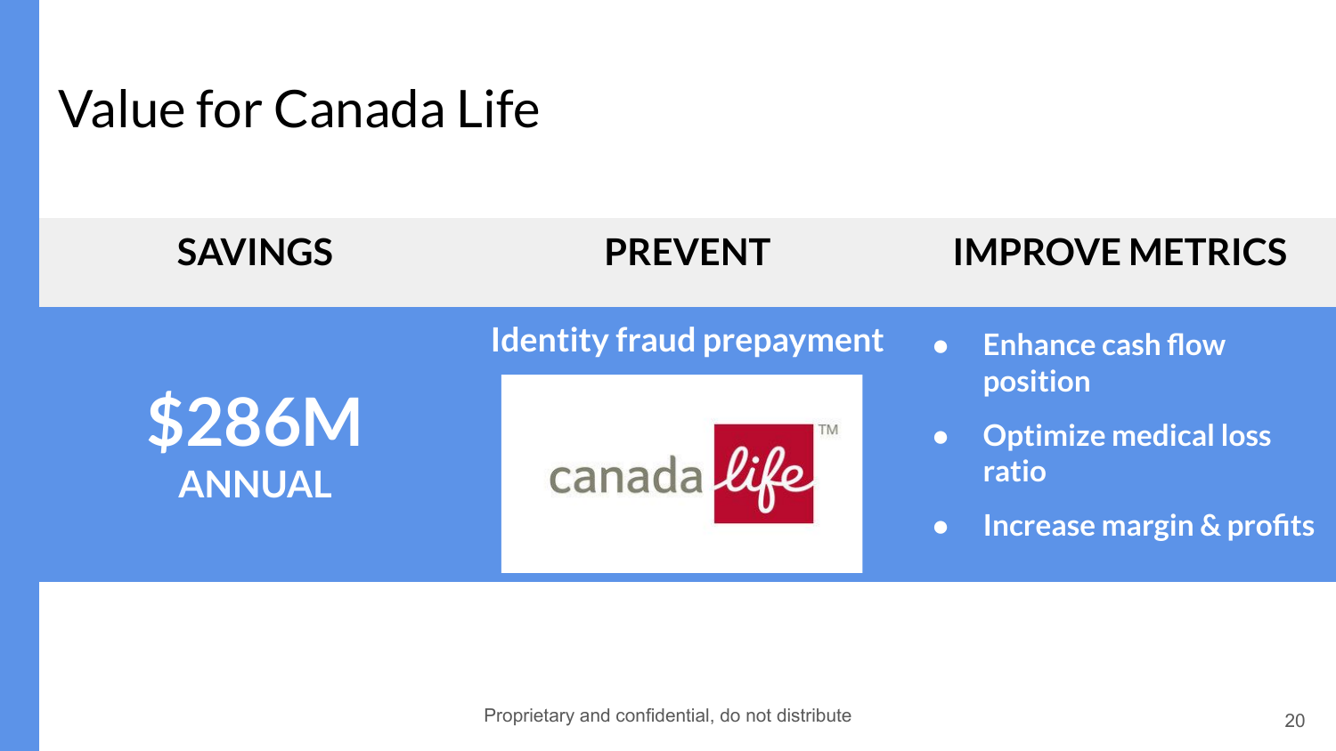# Value for Canada Life

| SAVINGS | PREVENT | IMPROVE METRICS |
| --- | --- | --- |
| **$286M** ANNUAL | Identity fraud prepayment | • Enhance cash flow position • Optimize medical loss ratio • Increase margin & profits |

Proprietary and confidential, do not distribute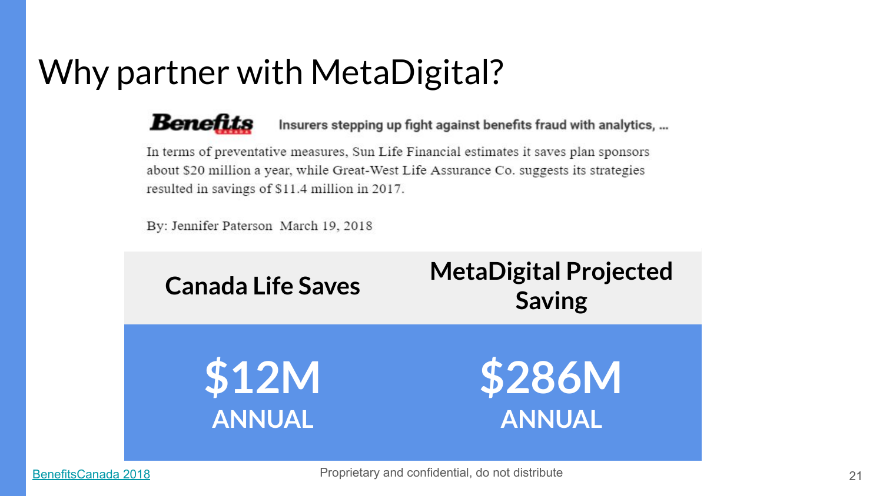# Why partner with MetaDigital?

**Benefits** Insurers stepping up fight against benefits fraud with analytics, ...

In terms of preventative measures, Sun Life Financial estimates it saves plan sponsors about $20 million a year, while Great-West Life Assurance Co. suggests its strategies resulted in savings of $11.4 million in 2017.

By: Jennifer Paterson March 19, 2018

| Canada Life Saves | MetaDigital Projected Saving |
|---|---|
| **$12M** ANNUAL | **$286M** ANNUAL |

BenefitsCanada 2018

Proprietary and confidential, do not distribute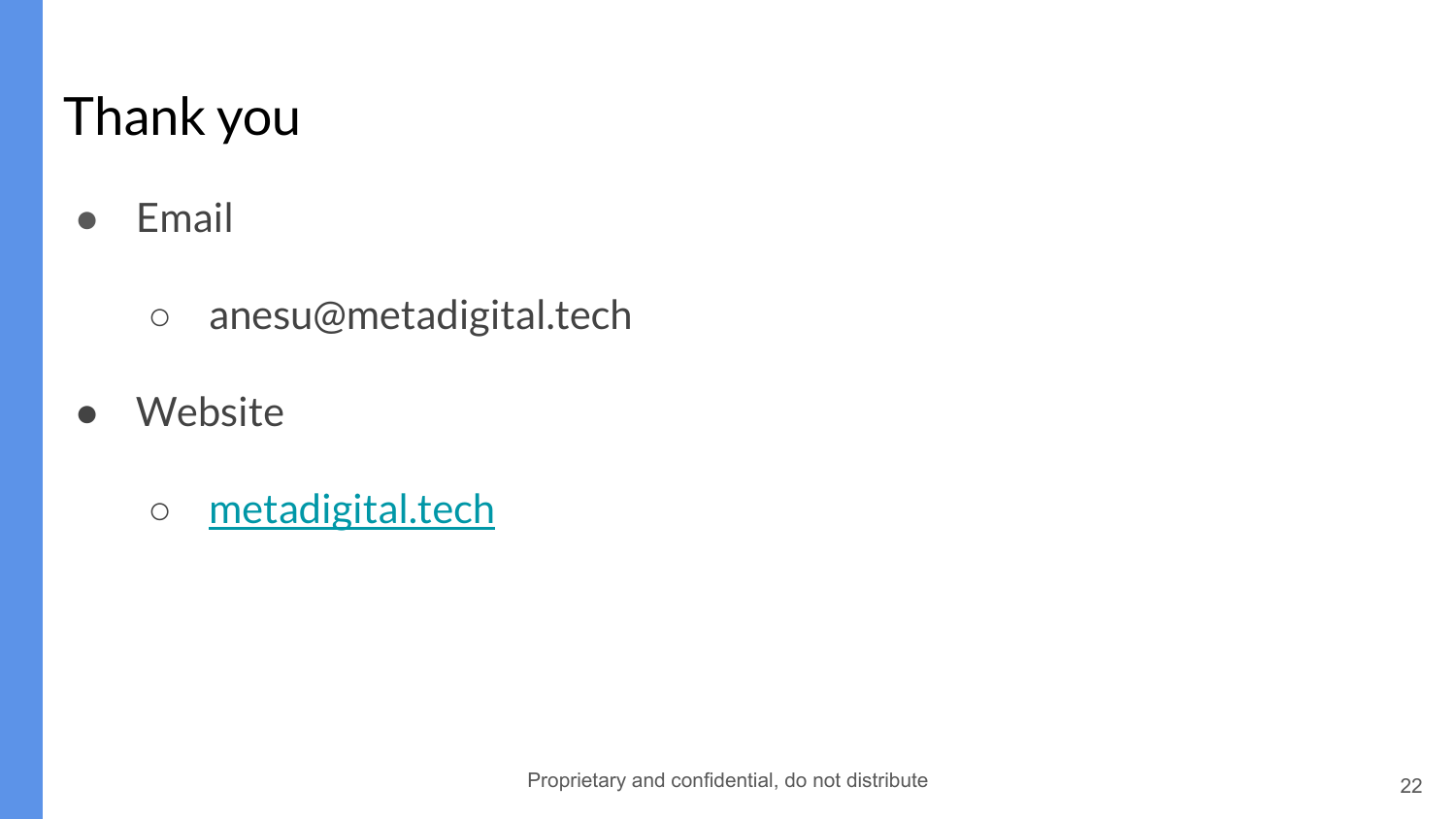# Thank you

- Email
  - anesu@metadigital.tech
- Website
  - [metadigital.tech](metadigital.tech)

Proprietary and confidential, do not distribute